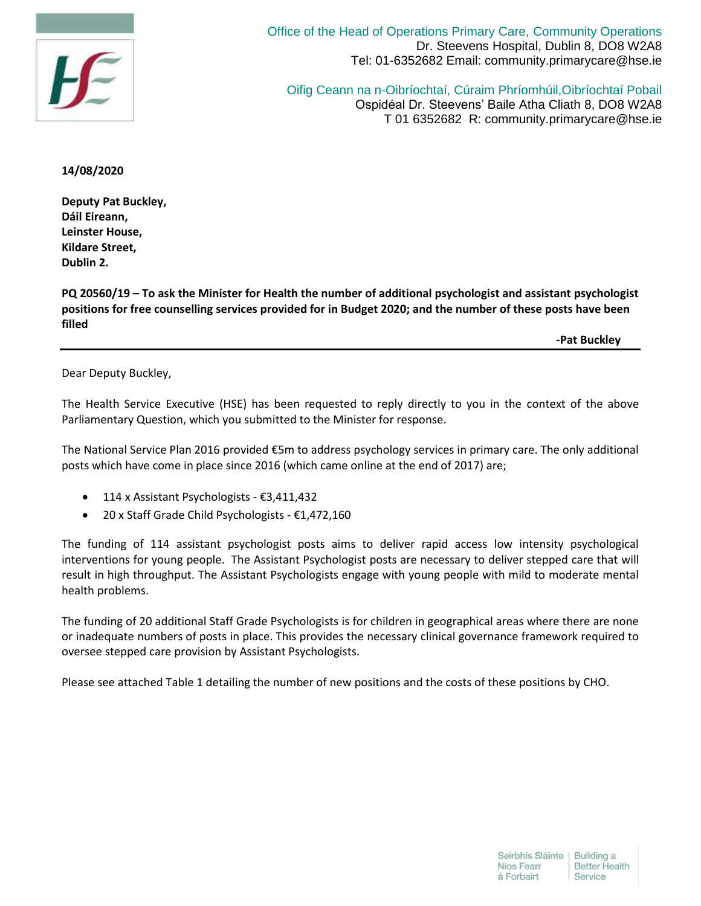Office of the Head of Operations Primary Care, Community Operations
Dr. Steevens Hospital, Dublin 8, DO8 W2A8
Tel: 01-6352682 Email: community.primarycare@hse.ie

Oifig Ceann na n-Oibríochtaí, Cúraim Phríomhúil,Oibríochtaí Pobail
Ospidéal Dr. Steevens' Baile Atha Cliath 8, DO8 W2A8
T 01 6352682 R: community.primarycare@hse.ie

**14/08/2020**

**Deputy Pat Buckley,**
**Dáil Eireann,**
**Leinster House,**
**Kildare Street,**
**Dublin 2.**

**PQ 20560/19 – To ask the Minister for Health the number of additional psychologist and assistant psychologist positions for free counselling services provided for in Budget 2020; and the number of these posts have been filled**

**-Pat Buckley**

---

Dear Deputy Buckley,

The Health Service Executive (HSE) has been requested to reply directly to you in the context of the above Parliamentary Question, which you submitted to the Minister for response.

The National Service Plan 2016 provided €5m to address psychology services in primary care. The only additional posts which have come in place since 2016 (which came online at the end of 2017) are;

- 114 x Assistant Psychologists - €3,411,432
- 20 x Staff Grade Child Psychologists - €1,472,160

The funding of 114 assistant psychologist posts aims to deliver rapid access low intensity psychological interventions for young people. The Assistant Psychologist posts are necessary to deliver stepped care that will result in high throughput. The Assistant Psychologists engage with young people with mild to moderate mental health problems.

The funding of 20 additional Staff Grade Psychologists is for children in geographical areas where there are none or inadequate numbers of posts in place. This provides the necessary clinical governance framework required to oversee stepped care provision by Assistant Psychologists.

Please see attached Table 1 detailing the number of new positions and the costs of these positions by CHO.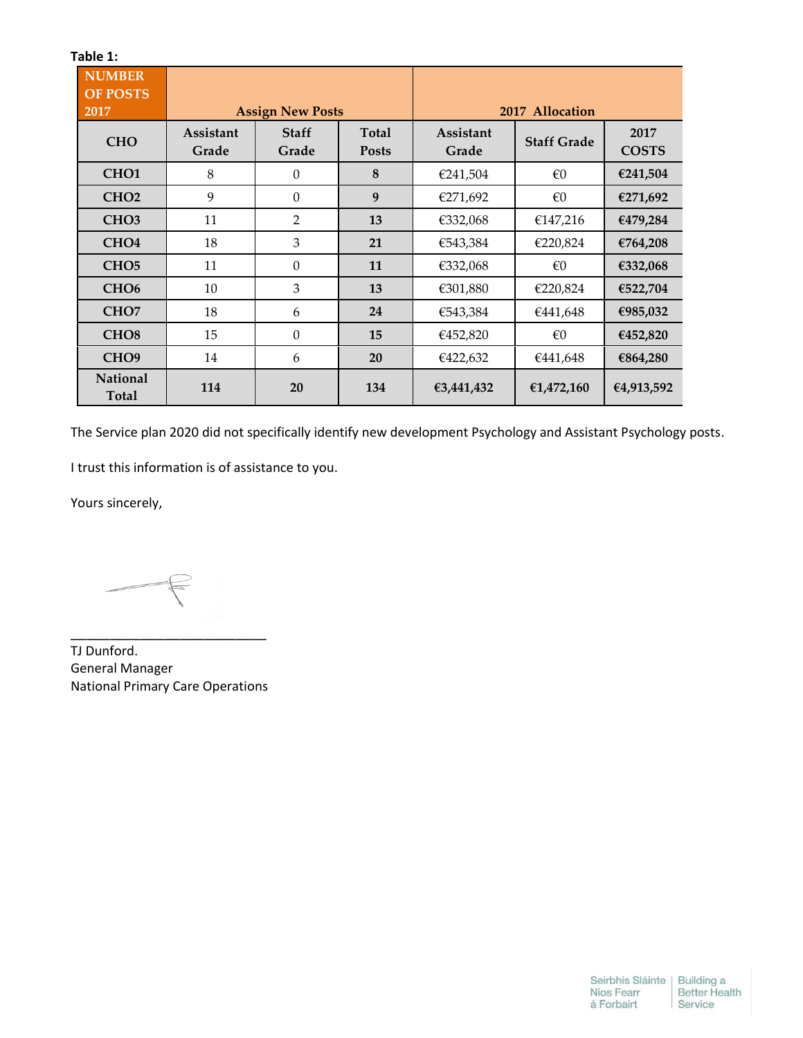**Table 1:**

| NUMBER OF POSTS 2017 | Assign New Posts | | | 2017 Allocation | | |
|---|---|---|---|---|---|---|
| CHO | Assistant Grade | Staff Grade | Total Posts | Assistant Grade | Staff Grade | 2017 COSTS |
| CHO1 | 8 | 0 | **8** | €241,504 | €0 | **€241,504** |
| CHO2 | 9 | 0 | **9** | €271,692 | €0 | **€271,692** |
| CHO3 | 11 | 2 | **13** | €332,068 | €147,216 | **€479,284** |
| CHO4 | 18 | 3 | **21** | €543,384 | €220,824 | **€764,208** |
| CHO5 | 11 | 0 | **11** | €332,068 | €0 | **€332,068** |
| CHO6 | 10 | 3 | **13** | €301,880 | €220,824 | **€522,704** |
| CHO7 | 18 | 6 | **24** | €543,384 | €441,648 | **€985,032** |
| CHO8 | 15 | 0 | **15** | €452,820 | €0 | **€452,820** |
| CHO9 | 14 | 6 | **20** | €422,632 | €441,648 | **€864,280** |
| **National Total** | **114** | **20** | **134** | **€3,441,432** | **€1,472,160** | **€4,913,592** |

The Service plan 2020 did not specifically identify new development Psychology and Assistant Psychology posts.

I trust this information is of assistance to you.

Yours sincerely,

___________________________

TJ Dunford.
General Manager
National Primary Care Operations